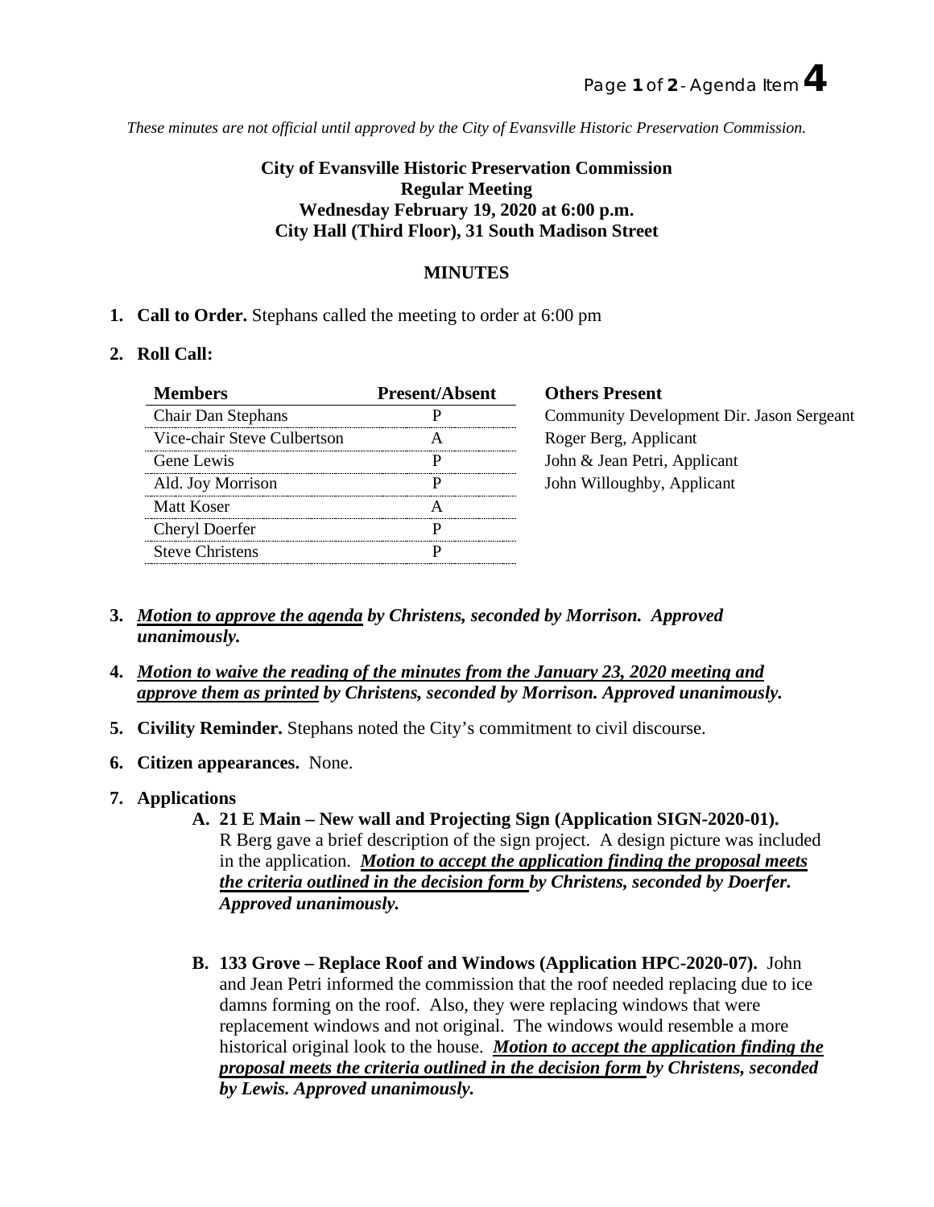*These minutes are not official until approved by the City of Evansville Historic Preservation Commission.*

**City of Evansville Historic Preservation Commission**
**Regular Meeting**
**Wednesday February 19, 2020 at 6:00 p.m.**
**City Hall (Third Floor), 31 South Madison Street**

**MINUTES**

1. **Call to Order.** Stephans called the meeting to order at 6:00 pm

2. **Roll Call:**

| Members | Present/Absent |
|---|---|
| Chair Dan Stephans | P |
| Vice-chair Steve Culbertson | A |
| Gene Lewis | P |
| Ald. Joy Morrison | P |
| Matt Koser | A |
| Cheryl Doerfer | P |
| Steve Christens | P |

**Others Present**
Community Development Dir. Jason Sergeant
Roger Berg, Applicant
John & Jean Petri, Applicant
John Willoughby, Applicant

3. ***<u>Motion to approve the agenda</u> by Christens, seconded by Morrison. Approved unanimously.***

4. ***<u>Motion to waive the reading of the minutes from the January 23, 2020 meeting and approve them as printed</u> by Christens, seconded by Morrison. Approved unanimously.***

5. **Civility Reminder.** Stephans noted the City's commitment to civil discourse.

6. **Citizen appearances.** None.

7. **Applications**

   **A. 21 E Main – New wall and Projecting Sign (Application SIGN-2020-01).** R Berg gave a brief description of the sign project. A design picture was included in the application. ***<u>Motion to accept the application finding the proposal meets the criteria outlined in the decision form</u> by Christens, seconded by Doerfer. Approved unanimously.***

   **B. 133 Grove – Replace Roof and Windows (Application HPC-2020-07).** John and Jean Petri informed the commission that the roof needed replacing due to ice damns forming on the roof. Also, they were replacing windows that were replacement windows and not original. The windows would resemble a more historical original look to the house. ***<u>Motion to accept the application finding the proposal meets the criteria outlined in the decision form</u> by Christens, seconded by Lewis. Approved unanimously.***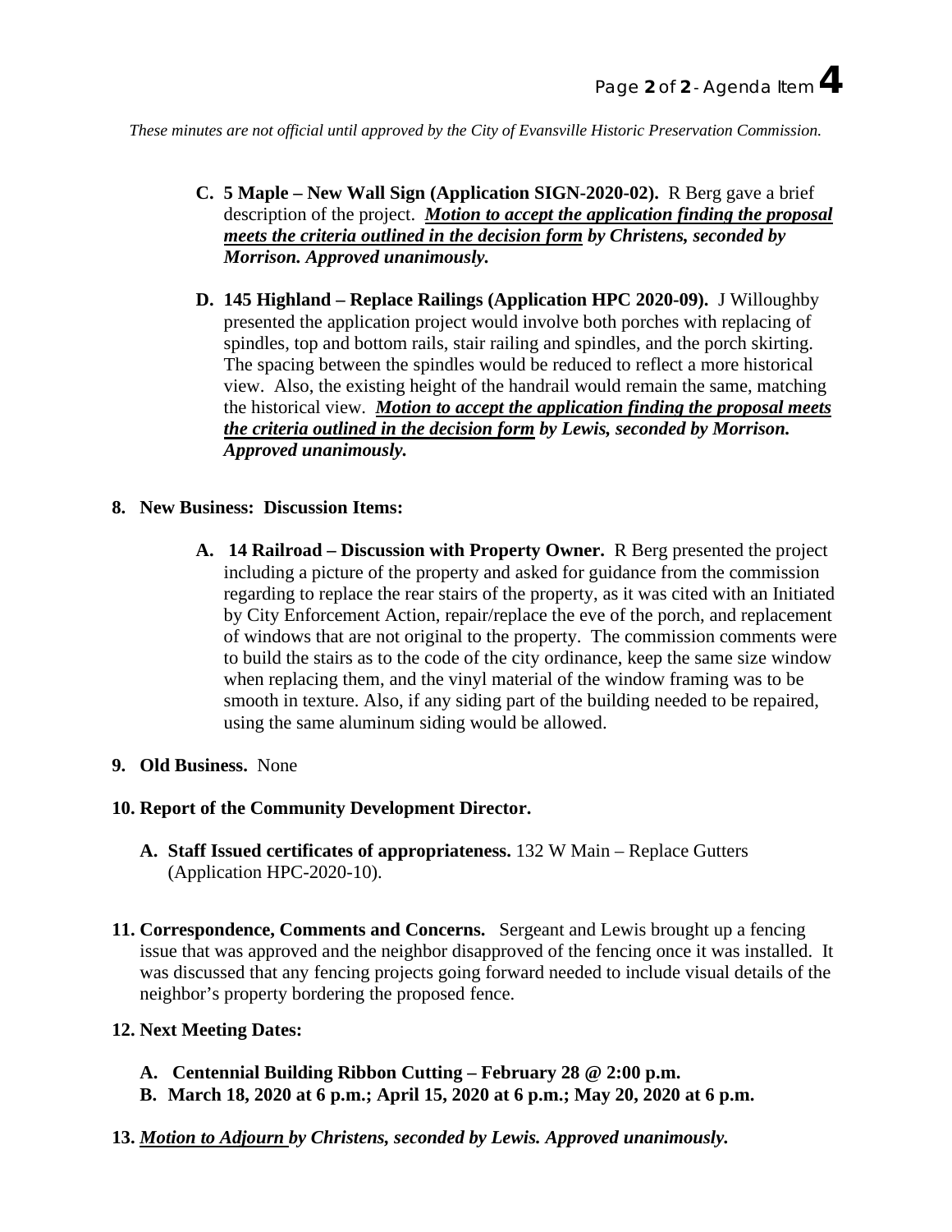*These minutes are not official until approved by the City of Evansville Historic Preservation Commission.*

- **C. 5 Maple – New Wall Sign (Application SIGN-2020-02).** R Berg gave a brief description of the project. ***Motion to accept the application finding the proposal meets the criteria outlined in the decision form* by Christens, seconded by Morrison. Approved unanimously.**

- **D. 145 Highland – Replace Railings (Application HPC 2020-09).** J Willoughby presented the application project would involve both porches with replacing of spindles, top and bottom rails, stair railing and spindles, and the porch skirting. The spacing between the spindles would be reduced to reflect a more historical view. Also, the existing height of the handrail would remain the same, matching the historical view. ***Motion to accept the application finding the proposal meets the criteria outlined in the decision form* by Lewis, seconded by Morrison. Approved unanimously.**

**8. New Business: Discussion Items:**

- **A. 14 Railroad – Discussion with Property Owner.** R Berg presented the project including a picture of the property and asked for guidance from the commission regarding to replace the rear stairs of the property, as it was cited with an Initiated by City Enforcement Action, repair/replace the eve of the porch, and replacement of windows that are not original to the property. The commission comments were to build the stairs as to the code of the city ordinance, keep the same size window when replacing them, and the vinyl material of the window framing was to be smooth in texture. Also, if any siding part of the building needed to be repaired, using the same aluminum siding would be allowed.

**9. Old Business.** None

**10. Report of the Community Development Director.**

- **A. Staff Issued certificates of appropriateness.** 132 W Main – Replace Gutters (Application HPC-2020-10).

**11. Correspondence, Comments and Concerns.** Sergeant and Lewis brought up a fencing issue that was approved and the neighbor disapproved of the fencing once it was installed. It was discussed that any fencing projects going forward needed to include visual details of the neighbor's property bordering the proposed fence.

**12. Next Meeting Dates:**

- **A. Centennial Building Ribbon Cutting – February 28 @ 2:00 p.m.**
- **B. March 18, 2020 at 6 p.m.; April 15, 2020 at 6 p.m.; May 20, 2020 at 6 p.m.**

**13. *Motion to Adjourn* by Christens, seconded by Lewis. Approved unanimously.**